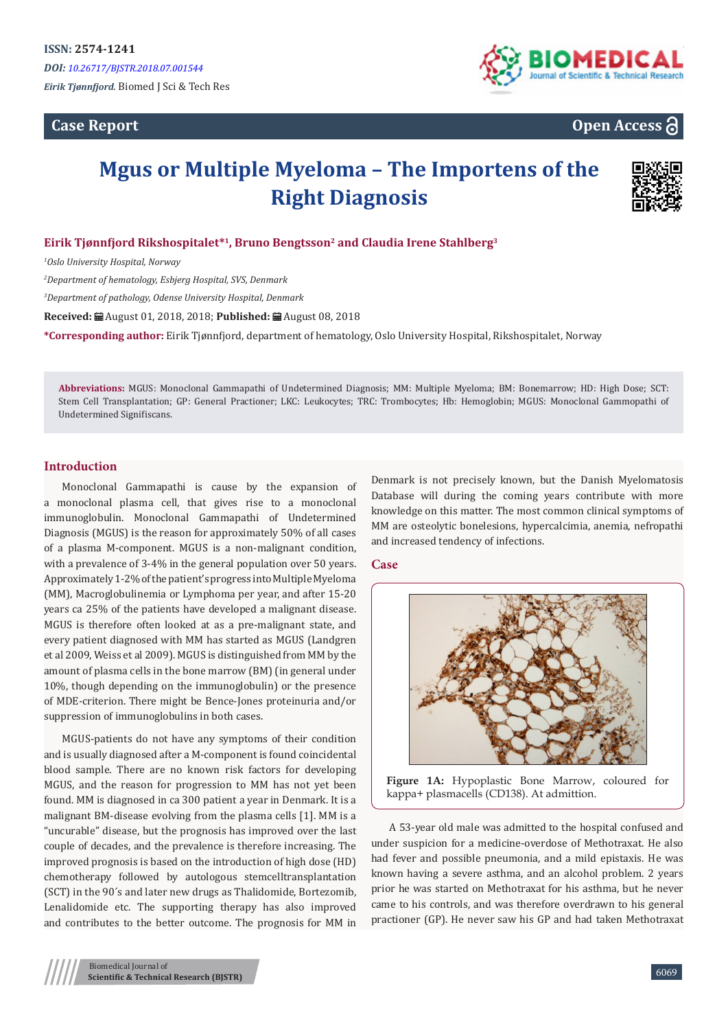ISSN: 2574-1241

*DOI: 10.26717/BJSTR.2018.07.001544*

*Eirik Tjønnfjord.* Biomed J Sci & Tech Res

**Case Report** — **Open Access**

# Mgus or Multiple Myeloma – The Importens of the Right Diagnosis

**Eirik Tjønnfjord Rikshospitalet*[1], Bruno Bengtsson[2] and Claudia Irene Stahlberg[3]**

[1]*Oslo University Hospital, Norway*

[2]*Department of hematology, Esbjerg Hospital, SVS, Denmark*

[3]*Department of pathology, Odense University Hospital, Denmark*

**Received:** August 01, 2018, 2018; **Published:** August 08, 2018

***Corresponding author:** Eirik Tjønnfjord, department of hematology, Oslo University Hospital, Rikshospitalet, Norway

**Abbreviations:** MGUS: Monoclonal Gammapathi of Undetermined Diagnosis; MM: Multiple Myeloma; BM: Bonemarrow; HD: High Dose; SCT: Stem Cell Transplantation; GP: General Practioner; LKC: Leukocytes; TRC: Trombocytes; Hb: Hemoglobin; MGUS: Monoclonal Gammopathi of Undetermined Signifiscans.

## Introduction

Monoclonal Gammapathi is cause by the expansion of a monoclonal plasma cell, that gives rise to a monoclonal immunoglobulin. Monoclonal Gammapathi of Undetermined Diagnosis (MGUS) is the reason for approximately 50% of all cases of a plasma M-component. MGUS is a non-malignant condition, with a prevalence of 3-4% in the general population over 50 years. Approximately 1-2% of the patient's progress into Multiple Myeloma (MM), Macroglobulinemia or Lymphoma per year, and after 15-20 years ca 25% of the patients have developed a malignant disease. MGUS is therefore often looked at as a pre-malignant state, and every patient diagnosed with MM has started as MGUS (Landgren et al 2009, Weiss et al 2009). MGUS is distinguished from MM by the amount of plasma cells in the bone marrow (BM) (in general under 10%, though depending on the immunoglobulin) or the presence of MDE-criterion. There might be Bence-Jones proteinuria and/or suppression of immunoglobulins in both cases.

MGUS-patients do not have any symptoms of their condition and is usually diagnosed after a M-component is found coincidental blood sample. There are no known risk factors for developing MGUS, and the reason for progression to MM has not yet been found. MM is diagnosed in ca 300 patient a year in Denmark. It is a malignant BM-disease evolving from the plasma cells [1]. MM is a "uncurable" disease, but the prognosis has improved over the last couple of decades, and the prevalence is therefore increasing. The improved prognosis is based on the introduction of high dose (HD) chemotherapy followed by autologous stemcelltransplantation (SCT) in the 90´s and later new drugs as Thalidomide, Bortezomib, Lenalidomide etc. The supporting therapy has also improved and contributes to the better outcome. The prognosis for MM in Denmark is not precisely known, but the Danish Myelomatosis Database will during the coming years contribute with more knowledge on this matter. The most common clinical symptoms of MM are osteolytic bonelesions, hypercalcimia, anemia, nefropathi and increased tendency of infections.

## Case

**Figure 1A:** Hypoplastic Bone Marrow, coloured for kappa+ plasmacells (CD138). At admittion.

A 53-year old male was admitted to the hospital confused and under suspicion for a medicine-overdose of Methotraxat. He also had fever and possible pneumonia, and a mild epistaxis. He was known having a severe asthma, and an alcohol problem. 2 years prior he was started on Methotraxat for his asthma, but he never came to his controls, and was therefore overdrawn to his general practioner (GP). He never saw his GP and had taken Methotraxat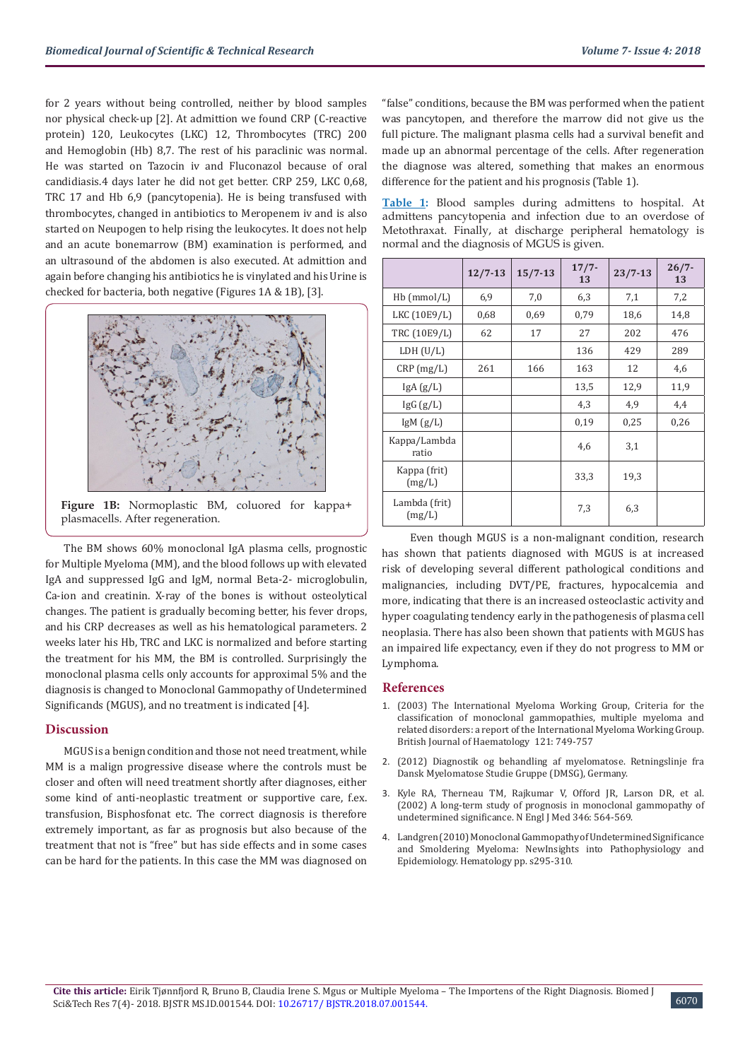for 2 years without being controlled, neither by blood samples nor physical check-up [2]. At admittion we found CRP (C-reactive protein) 120, Leukocytes (LKC) 12, Thrombocytes (TRC) 200 and Hemoglobin (Hb) 8,7. The rest of his paraclinic was normal. He was started on Tazocin iv and Fluconazol because of oral candidiasis.4 days later he did not get better. CRP 259, LKC 0,68, TRC 17 and Hb 6,9 (pancytopenia). He is being transfused with thrombocytes, changed in antibiotics to Meropenem iv and is also started on Neupogen to help rising the leukocytes. It does not help and an acute bonemarrow (BM) examination is performed, and an ultrasound of the abdomen is also executed. At admittion and again before changing his antibiotics he is vinylated and his Urine is checked for bacteria, both negative (Figures 1A & 1B), [3].

**Figure 1B:** Normoplastic BM, coloured for kappa+ plasmacells. After regeneration.

The BM shows 60% monoclonal IgA plasma cells, prognostic for Multiple Myeloma (MM), and the blood follows up with elevated IgA and suppressed IgG and IgM, normal Beta-2- microglobulin, Ca-ion and creatinin. X-ray of the bones is without osteolytical changes. The patient is gradually becoming better, his fever drops, and his CRP decreases as well as his hematological parameters. 2 weeks later his Hb, TRC and LKC is normalized and before starting the treatment for his MM, the BM is controlled. Surprisingly the monoclonal plasma cells only accounts for approximal 5% and the diagnosis is changed to Monoclonal Gammopathy of Undetermined Significands (MGUS), and no treatment is indicated [4].

## Discussion

MGUS is a benign condition and those not need treatment, while MM is a malign progressive disease where the controls must be closer and often will need treatment shortly after diagnoses, either some kind of anti-neoplastic treatment or supportive care, f.ex. transfusion, Bisphosfonat etc. The correct diagnosis is therefore extremely important, as far as prognosis but also because of the treatment that not is "free" but has side effects and in some cases can be hard for the patients. In this case the MM was diagnosed on "false" conditions, because the BM was performed when the patient was pancytopen, and therefore the marrow did not give us the full picture. The malignant plasma cells had a survival benefit and made up an abnormal percentage of the cells. After regeneration the diagnose was altered, something that makes an enormous difference for the patient and his prognosis (Table 1).

**Table 1:** Blood samples during admittens to hospital. At admittens pancytopenia and infection due to an overdose of Metothraxat. Finally, at discharge peripheral hematology is normal and the diagnosis of MGUS is given.

| | 12/7-13 | 15/7-13 | 17/7-13 | 23/7-13 | 26/7-13 |
|---|---|---|---|---|---|
| Hb (mmol/L) | 6,9 | 7,0 | 6,3 | 7,1 | 7,2 |
| LKC (10E9/L) | 0,68 | 0,69 | 0,79 | 18,6 | 14,8 |
| TRC (10E9/L) | 62 | 17 | 27 | 202 | 476 |
| LDH (U/L) | | | 136 | 429 | 289 |
| CRP (mg/L) | 261 | 166 | 163 | 12 | 4,6 |
| IgA (g/L) | | | 13,5 | 12,9 | 11,9 |
| IgG (g/L) | | | 4,3 | 4,9 | 4,4 |
| IgM (g/L) | | | 0,19 | 0,25 | 0,26 |
| Kappa/Lambda ratio | | | 4,6 | 3,1 | |
| Kappa (frit) (mg/L) | | | 33,3 | 19,3 | |
| Lambda (frit) (mg/L) | | | 7,3 | 6,3 | |

Even though MGUS is a non-malignant condition, research has shown that patients diagnosed with MGUS is at increased risk of developing several different pathological conditions and malignancies, including DVT/PE, fractures, hypocalcemia and more, indicating that there is an increased osteoclastic activity and hyper coagulating tendency early in the pathogenesis of plasma cell neoplasia. There has also been shown that patients with MGUS has an impaired life expectancy, even if they do not progress to MM or Lymphoma.

## References

1. (2003) The International Myeloma Working Group, Criteria for the classification of monoclonal gammopathies, multiple myeloma and related disorders: a report of the International Myeloma Working Group. British Journal of Haematology 121: 749-757
2. (2012) Diagnostik og behandling af myelomatose. Retningslinje fra Dansk Myelomatose Studie Gruppe (DMSG), Germany.
3. Kyle RA, Therneau TM, Rajkumar V, Offord JR, Larson DR, et al. (2002) A long-term study of prognosis in monoclonal gammopathy of undetermined significance. N Engl J Med 346: 564-569.
4. Landgren (2010) Monoclonal Gammopathy of Undetermined Significance and Smoldering Myeloma: NewInsights into Pathophysiology and Epidemiology. Hematology pp. s295-310.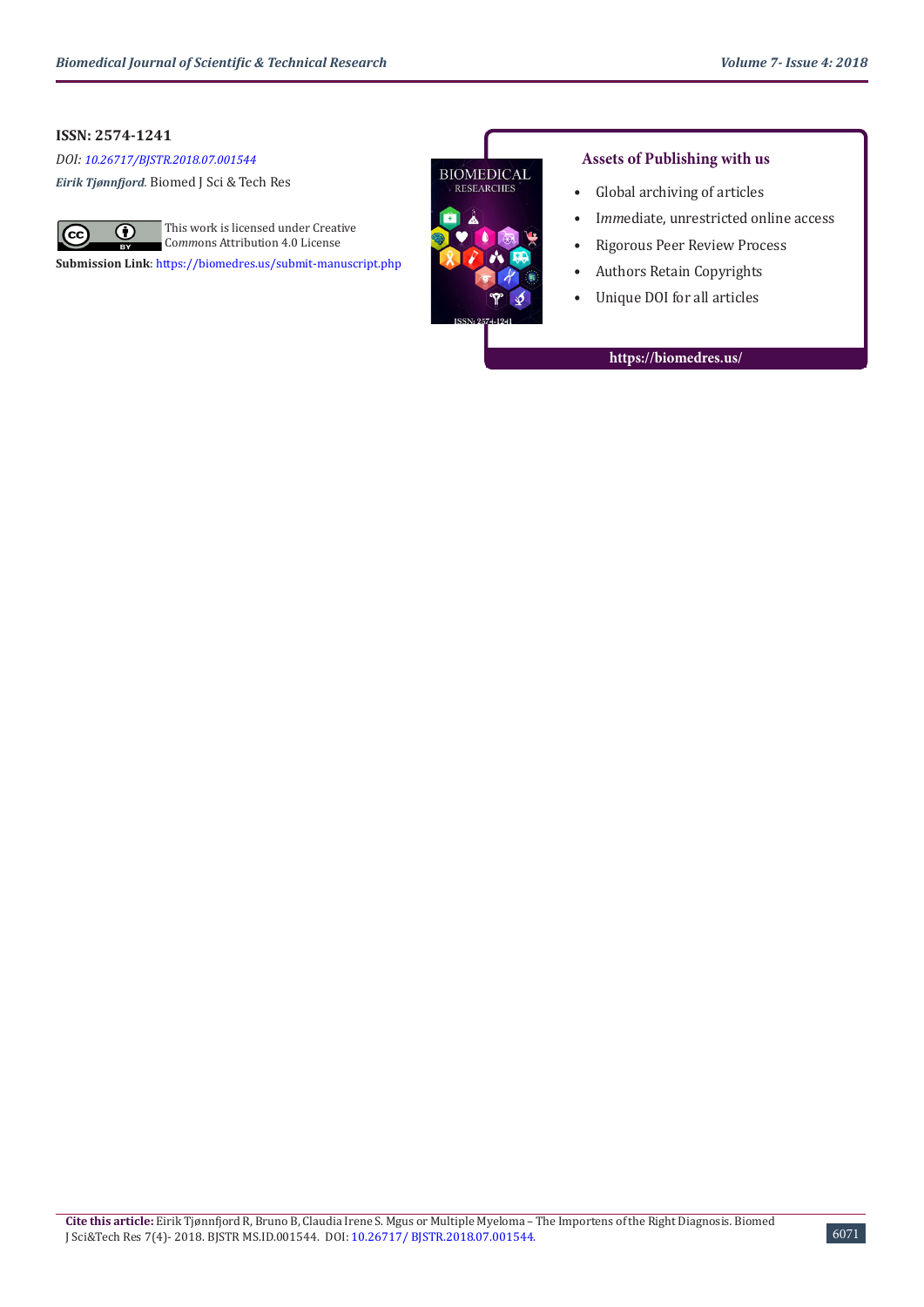**ISSN: 2574-1241**

*DOI: 10.26717/BJSTR.2018.07.001544*

***Eirik Tjønnfjord****.* Biomed J Sci & Tech Res

This work is licensed under Creative Commons Attribution 4.0 License

**Submission Link**: https://biomedres.us/submit-manuscript.php

### Assets of Publishing with us

- Global archiving of articles
- Immediate, unrestricted online access
- Rigorous Peer Review Process
- Authors Retain Copyrights
- Unique DOI for all articles

**https://biomedres.us/**

**Cite this article:** Eirik Tjønnfjord R, Bruno B, Claudia Irene S. Mgus or Multiple Myeloma – The Importens of the Right Diagnosis. Biomed J Sci&Tech Res 7(4)- 2018. BJSTR MS.ID.001544. DOI: 10.26717/ BJSTR.2018.07.001544.